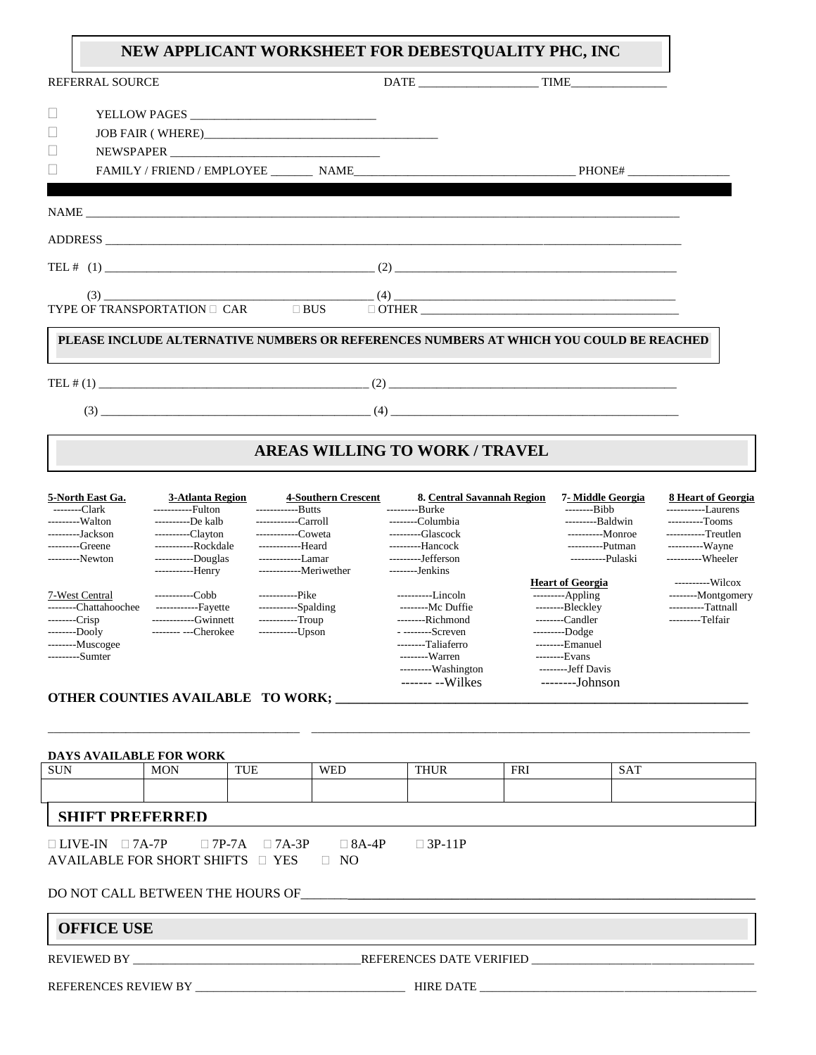# NEW APPLICANT WORKSHEET FOR DEBESTQUALITY PHC, INC

REFERRAL SOURCE DATE ____________________ TIME________________

- ☐ YELLOW PAGES ______________________________
- ☐ JOB FAIR ( WHERE)________________________________________
- ☐ NEWSPAPER ___________________________________
- ☐ FAMILY / FRIEND / EMPLOYEE _______ NAME_____________________________________ PHONE# _________________

NAME _______________________________________________________________________________________________

ADDRESS _____________________________________________________________________________________________

TEL # (1) ______________________________________________ (2) ________________________________________________

(3) ______________________________________________ (4) ________________________________________________

TYPE OF TRANSPORTATION ☐ CAR ☐ BUS ☐ OTHER ____________________________________________

**PLEASE INCLUDE ALTERNATIVE NUMBERS OR REFERENCES NUMBERS AT WHICH YOU COULD BE REACHED**

TEL # (1) ______________________________________________ (2) ________________________________________________

(3) ______________________________________________ (4) ________________________________________________

## AREAS WILLING TO WORK / TRAVEL

**5-North East Ga.**
- --------Clark
- ---------Walton
- ---------Jackson
- ---------Greene
- ---------Newton

**7-West Central**
- --------Chattahoochee
- --------Crisp
- --------Dooly
- --------Muscogee
- ---------Sumter

**3-Atlanta Region**
- -----------Fulton
- ----------De kalb
- ----------Clayton
- -----------Rockdale
- -----------Douglas
- -----------Henry
- -----------Cobb
- ------------Fayette
- ------------Gwinnett
- -------- ---Cherokee

**4-Southern Crescent**
- ------------Butts
- ------------Carroll
- ------------Coweta
- ------------Heard
- ------------Lamar
- ------------Meriwether
- -----------Pike
- -----------Spalding
- -----------Troup
- -----------Upson

**8. Central Savannah Region**
- ---------Burke
- --------Columbia
- ---------Glascock
- ---------Hancock
- ---------Jefferson
- --------Jenkins
- ----------Lincoln
- --------Mc Duffie
- --------Richmond
- - --------Screven
- --------Taliaferro
- --------Warren
- ---------Washington
- ------- --Wilkes

**7- Middle Georgia**
- --------Bibb
- ---------Baldwin
- ----------Monroe
- ----------Putman
- ----------Pulaski

**Heart of Georgia**
- ---------Appling
- --------Bleckley
- --------Candler
- ---------Dodge
- --------Emanuel
- --------Evans
- --------Jeff Davis
- --------Johnson

**8 Heart of Georgia**
- -----------Laurens
- ----------Tooms
- -----------Treutlen
- ----------Wayne
- ----------Wheeler
- ----------Wilcox
- --------Montgomery
- ----------Tattnall
- ---------Telfair

**OTHER COUNTIES AVAILABLE TO WORK; ___________________________________________________________**

_____________________________________________________________________________________________________

**DAYS AVAILABLE FOR WORK**

| SUN | MON | TUE | WED | THUR | FRI | SAT |
|---|---|---|---|---|---|---|
| | | | | | | |

**SHIFT PREFERRED**

☐ LIVE-IN ☐ 7A-7P ☐ 7P-7A ☐ 7A-3P ☐ 8A-4P ☐ 3P-11P

AVAILABLE FOR SHORT SHIFTS ☐ YES ☐ NO

DO NOT CALL BETWEEN THE HOURS OF_______________________________________________________________________

**OFFICE USE**

REVIEWED BY ______________________________________REFERENCES DATE VERIFIED ____________________________________

REFERENCES REVIEW BY ___________________________________ HIRE DATE ______________________________________________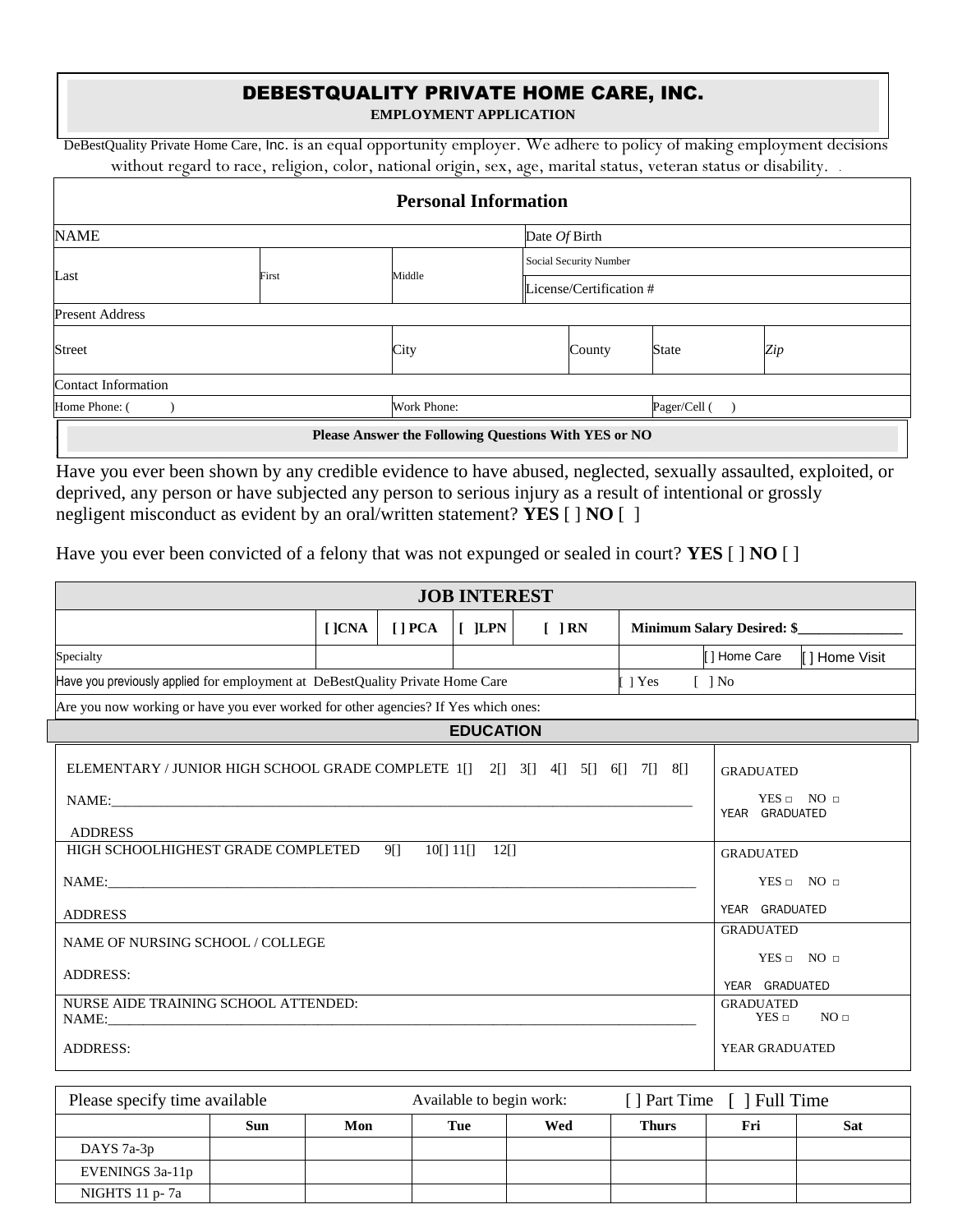# DEBESTQUALITY PRIVATE HOME CARE, INC.

**EMPLOYMENT APPLICATION**

DeBestQuality Private Home Care, Inc. is an equal opportunity employer. We adhere to policy of making employment decisions without regard to race, religion, color, national origin, sex, age, marital status, veteran status or disability.

| **Personal Information** | | | | | |
|---|---|---|---|---|---|
| NAME | | | Date *Of* Birth | | |
| Last | First | Middle | Social Security Number | | |
| | | | License/Certification # | | |
| Present Address | | | | | |
| Street | | City | County | State | *Zip* |
| Contact Information | | | | | |
| Home Phone: ( ) | | Work Phone: | | Pager/Cell ( ) | |

**Please Answer the Following Questions With YES or NO**

Have you ever been shown by any credible evidence to have abused, neglected, sexually assaulted, exploited, or deprived, any person or have subjected any person to serious injury as a result of intentional or grossly negligent misconduct as evident by an oral/written statement? **YES** [ ] **NO** [ ]

Have you ever been convicted of a felony that was not expunged or sealed in court? **YES** [ ] **NO** [ ]

| **JOB INTEREST** | | | | | | |
|---|---|---|---|---|---|---|
| | **[ ]CNA** | **[ ] PCA** | **[ ]LPN** | **[ ] RN** | **Minimum Salary Desired: $______________** | |
| Specialty | | | | | [ ] Home Care | [ ] Home Visit |
| Have you previously applied for employment at DeBestQuality Private Home Care | | | | | [ ] Yes | [ ] No |
| Are you now working or have you ever worked for other agencies? If Yes which ones: | | | | | | |

**EDUCATION**

| | |
|---|---|
| ELEMENTARY / JUNIOR HIGH SCHOOL GRADE COMPLETE 1[] 2[] 3[] 4[] 5[] 6[] 7[] 8[]<br>NAME:______________________________<br>ADDRESS | GRADUATED<br>YES □ NO □<br>YEAR GRADUATED |
| HIGH SCHOOLHIGHEST GRADE COMPLETED 9[] 10[] 11[] 12[]<br>NAME:______________________________<br>ADDRESS | GRADUATED<br>YES □ NO □<br>YEAR GRADUATED |
| NAME OF NURSING SCHOOL / COLLEGE<br>ADDRESS: | GRADUATED<br>YES □ NO □<br>YEAR GRADUATED |
| NURSE AIDE TRAINING SCHOOL ATTENDED:<br>NAME:______________________________<br>ADDRESS: | GRADUATED<br>YES □ NO □<br>YEAR GRADUATED |

| Please specify time available | | | Available to begin work: | | [ ] Part Time | [ ] Full Time | |
|---|---|---|---|---|---|---|---|
| | **Sun** | **Mon** | **Tue** | **Wed** | **Thurs** | **Fri** | **Sat** |
| DAYS 7a-3p | | | | | | | |
| EVENINGS 3a-11p | | | | | | | |
| NIGHTS 11 p- 7a | | | | | | | |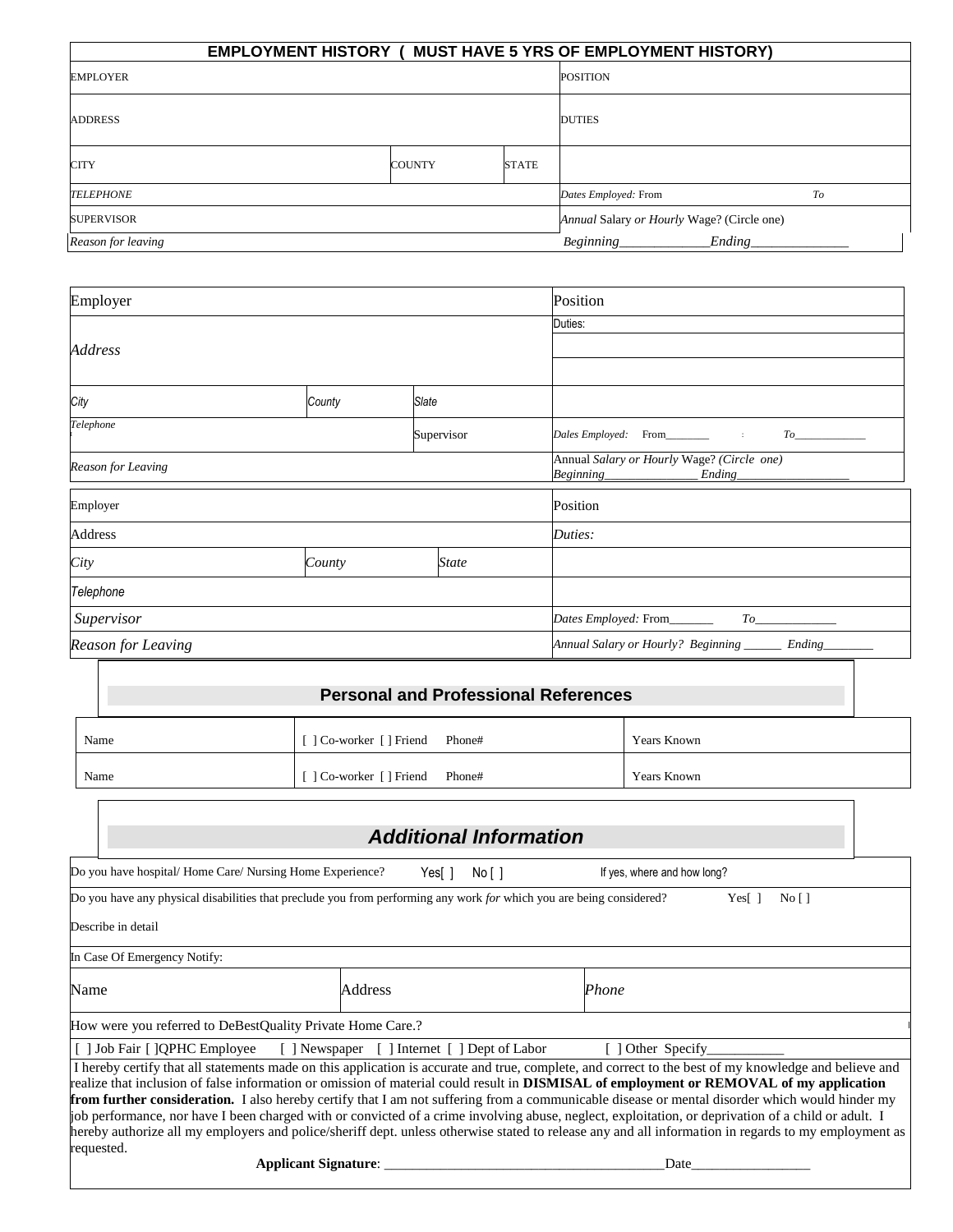## EMPLOYMENT HISTORY ( MUST HAVE 5 YRS OF EMPLOYMENT HISTORY)

| EMPLOYER | | | POSITION |
|---|---|---|---|
| ADDRESS | | | DUTIES |
| CITY | COUNTY | STATE | |
| *TELEPHONE* | | | *Dates Employed:* From *To* |
| SUPERVISOR | | | *Annual* Salary *or Hourly* Wage? (Circle one) |
| *Reason for leaving* | | | *Beginning_____________Ending______________* |

| Employer | | | Position |
|---|---|---|---|
| *Address* | | | Duties: |
| *City* | *County* | *State* | |
| *Telephone* | | Supervisor | *Dales Employed:* From________ : *To*_____________ |
| *Reason for Leaving* | | | Annual *Salary or Hourly* Wage? *(Circle one)* *Beginning_______________ Ending__________________* |

| Employer | | | Position |
|---|---|---|---|
| Address | | | *Duties:* |
| *City* | *County* | *State* | |
| *Telephone* | | | |
| *Supervisor* | | | *Dates Employed:* From_______ *To*_____________ |
| *Reason for Leaving* | | | *Annual Salary or Hourly? Beginning ______ Ending________* |

## Personal and Professional References

| Name | [ ] Co-worker [ ] Friend Phone# | Years Known |
|---|---|---|
| Name | [ ] Co-worker [ ] Friend Phone# | Years Known |

## *Additional Information*

Do you have hospital/ Home Care/ Nursing Home Experience? Yes[ ] No [ ] If yes, where and how long?

Do you have any physical disabilities that preclude you from performing any work *for* which you are being considered? Yes[ ] No [ ]

Describe in detail

In Case Of Emergency Notify:

| Name | Address | *Phone* |
|---|---|---|

How were you referred to DeBestQuality Private Home Care.?

[ ] Job Fair [ ]QPHC Employee [ ] Newspaper [ ] Internet [ ] Dept of Labor [ ] Other Specify___________

I hereby certify that all statements made on this application is accurate and true, complete, and correct to the best of my knowledge and believe and realize that inclusion of false information or omission of material could result in **DISMISAL of employment or REMOVAL of my application from further consideration.** I also hereby certify that I am not suffering from a communicable disease or mental disorder which would hinder my job performance, nor have I been charged with or convicted of a crime involving abuse, neglect, exploitation, or deprivation of a child or adult. I hereby authorize all my employers and police/sheriff dept. unless otherwise stated to release any and all information in regards to my employment as requested.

**Applicant Signature**: ________________________________________Date_________________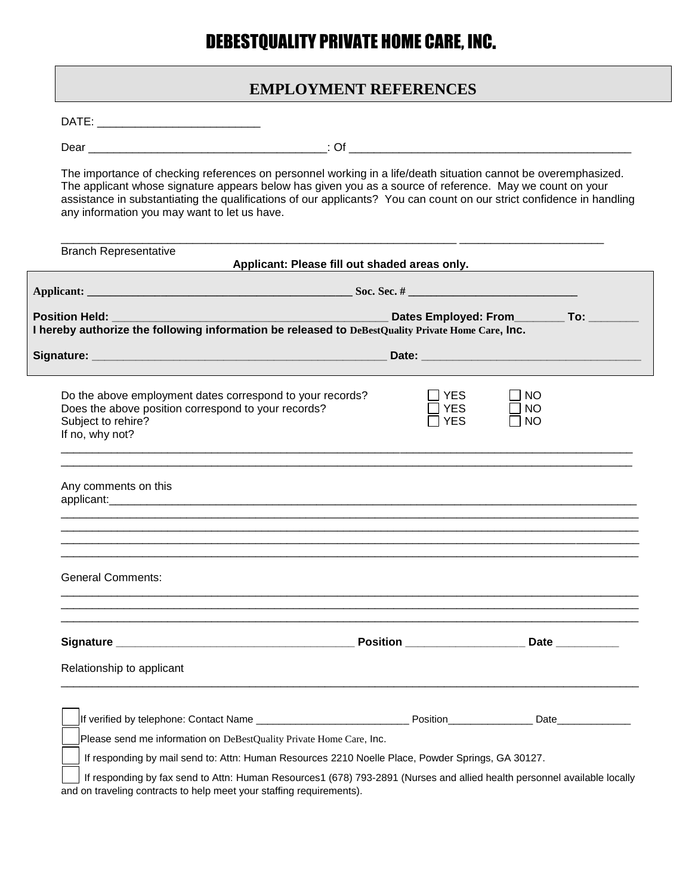# DEBESTQUALITY PRIVATE HOME CARE, INC.

## EMPLOYMENT REFERENCES

DATE: ___________________________

Dear ________________________________________: Of ________________________________________________

The importance of checking references on personnel working in a life/death situation cannot be overemphasized. The applicant whose signature appears below has given you as a source of reference. May we count on your assistance in substantiating the qualifications of our applicants? You can count on our strict confidence in handling any information you may want to let us have.

_____________________________________________________________________ ________________________

Branch Representative

**Applicant: Please fill out shaded areas only.**

**Applicant:** ______________________________________________ **Soc. Sec. #** _____________________________

**Position Held:** ______________________________________________ **Dates Employed: From**________ **To:** ________

**I hereby authorize the following information be released to DeBestQuality Private Home Care, Inc.**

**Signature:** ________________________________________________ **Date:** ___________________________________

Do the above employment dates correspond to your records? ☐ YES ☐ NO

Does the above position correspond to your records? ☐ YES ☐ NO

Subject to rehire? ☐ YES ☐ NO

If no, why not?

____________________________________________________________________________________________

____________________________________________________________________________________________

Any comments on this applicant:_________________________________________________________________________

____________________________________________________________________________________________

____________________________________________________________________________________________

____________________________________________________________________________________________

____________________________________________________________________________________________

General Comments:

____________________________________________________________________________________________

____________________________________________________________________________________________

____________________________________________________________________________________________

**Signature** _______________________________________ **Position** ___________________ **Date** __________

Relationship to applicant

____________________________________________________________________________________________

☐ If verified by telephone: Contact Name ___________________________ Position_______________ Date_____________

☐ Please send me information on DeBestQuality Private Home Care, Inc.

☐ If responding by mail send to: Attn: Human Resources 2210 Noelle Place, Powder Springs, GA 30127.

☐ If responding by fax send to Attn: Human Resources1 (678) 793-2891 (Nurses and allied health personnel available locally and on traveling contracts to help meet your staffing requirements).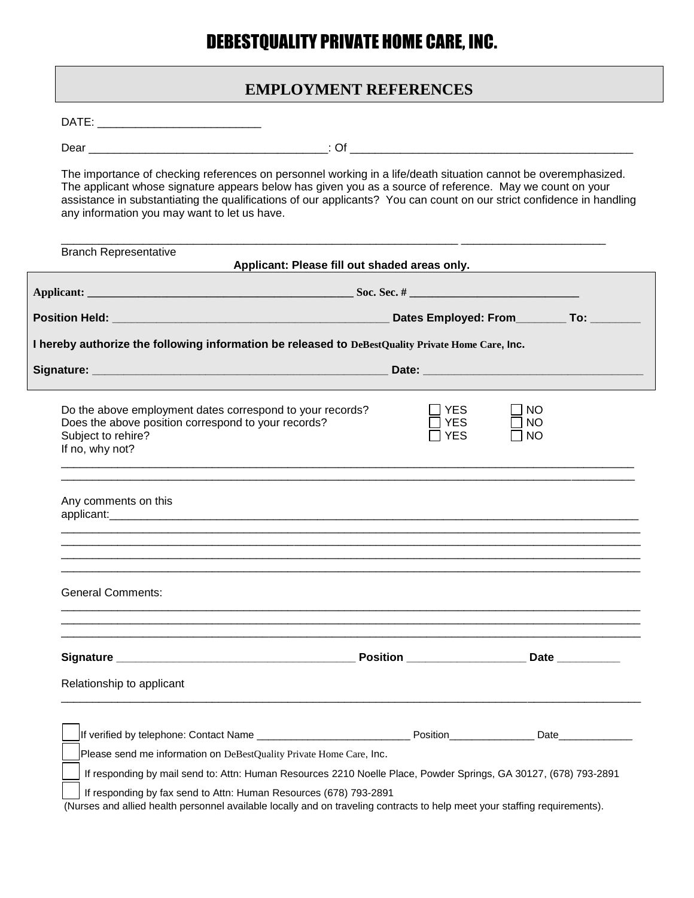# DEBESTQUALITY PRIVATE HOME CARE, INC.

## EMPLOYMENT REFERENCES

DATE: ___________________________

Dear ________________________________________: Of ________________________________________________

The importance of checking references on personnel working in a life/death situation cannot be overemphasized. The applicant whose signature appears below has given you as a source of reference. May we count on your assistance in substantiating the qualifications of our applicants? You can count on our strict confidence in handling any information you may want to let us have.

____________________________________________________________________ _______________________

Branch Representative

**Applicant: Please fill out shaded areas only.**

**Applicant:** _____________________________________________ **Soc. Sec. #** _____________________________

**Position Held:** _____________________________________________ **Dates Employed: From**________ **To:** ________

**I hereby authorize the following information be released to DeBestQuality Private Home Care, Inc.**

**Signature:** _______________________________________________ **Date:** ___________________________________

Do the above employment dates correspond to your records? ☐ YES ☐ NO
Does the above position correspond to your records? ☐ YES ☐ NO
Subject to rehire? ☐ YES ☐ NO
If no, why not?

_________________________________________________________________________________________________
_________________________________________________________________________________________________

Any comments on this applicant:_____________________________________________________________________________
_________________________________________________________________________________________________
_________________________________________________________________________________________________
_________________________________________________________________________________________________
_________________________________________________________________________________________________

General Comments:

_________________________________________________________________________________________________
_________________________________________________________________________________________________
_________________________________________________________________________________________________

**Signature** _______________________________________ **Position** ___________________ **Date** __________

Relationship to applicant

_________________________________________________________________________________________________

☐ If verified by telephone: Contact Name __________________________ Position_______________ Date_____________

☐ Please send me information on DeBestQuality Private Home Care, Inc.

☐ If responding by mail send to: Attn: Human Resources 2210 Noelle Place, Powder Springs, GA 30127, (678) 793-2891

☐ If responding by fax send to Attn: Human Resources (678) 793-2891

(Nurses and allied health personnel available locally and on traveling contracts to help meet your staffing requirements).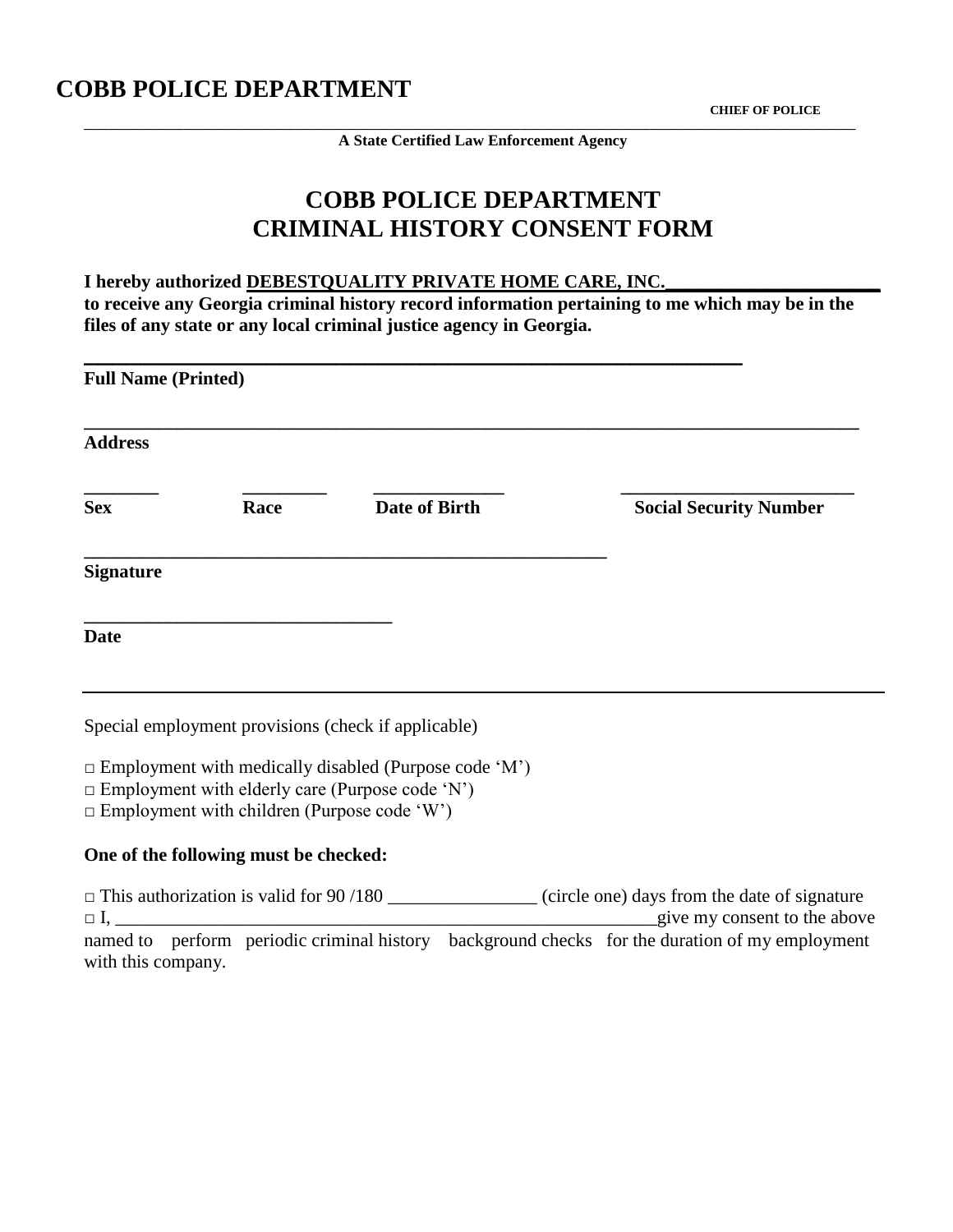# COBB POLICE DEPARTMENT

**CHIEF OF POLICE**

**A State Certified Law Enforcement Agency**

## COBB POLICE DEPARTMENT
## CRIMINAL HISTORY CONSENT FORM

**I hereby authorized DEBESTQUALITY PRIVATE HOME CARE, INC.\_\_\_\_\_\_\_\_\_\_\_\_\_\_\_\_\_\_\_\_\_\_ to receive any Georgia criminal history record information pertaining to me which may be in the files of any state or any local criminal justice agency in Georgia.**

\_\_\_\_\_\_\_\_\_\_\_\_\_\_\_\_\_\_\_\_\_\_\_\_\_\_\_\_\_\_\_\_\_\_\_\_\_\_\_\_\_\_\_\_\_\_\_\_\_\_\_\_\_\_\_\_\_\_\_\_\_\_
**Full Name (Printed)**

\_\_\_\_\_\_\_\_\_\_\_\_\_\_\_\_\_\_\_\_\_\_\_\_\_\_\_\_\_\_\_\_\_\_\_\_\_\_\_\_\_\_\_\_\_\_\_\_\_\_\_\_\_\_\_\_\_\_\_\_\_\_\_\_\_\_\_\_\_\_\_\_\_\_
**Address**

| \_\_\_\_\_\_\_\_ | \_\_\_\_\_\_\_\_\_ | \_\_\_\_\_\_\_\_\_\_\_\_\_\_ | \_\_\_\_\_\_\_\_\_\_\_\_\_\_\_\_\_\_\_\_\_\_\_\_ |
|---|---|---|---|
| **Sex** | **Race** | **Date of Birth** | **Social Security Number** |

\_\_\_\_\_\_\_\_\_\_\_\_\_\_\_\_\_\_\_\_\_\_\_\_\_\_\_\_\_\_\_\_\_\_\_\_\_\_\_\_\_\_\_\_\_\_\_\_\_\_\_\_
**Signature**

\_\_\_\_\_\_\_\_\_\_\_\_\_\_\_\_\_\_\_\_\_\_\_\_\_\_\_\_\_\_\_\_
**Date**

---

Special employment provisions (check if applicable)

□ Employment with medically disabled (Purpose code 'M')
□ Employment with elderly care (Purpose code 'N')
□ Employment with children (Purpose code 'W')

**One of the following must be checked:**

□ This authorization is valid for 90 /180 \_\_\_\_\_\_\_\_\_\_\_\_\_\_\_\_ (circle one) days from the date of signature
□ I, \_\_\_\_\_\_\_\_\_\_\_\_\_\_\_\_\_\_\_\_\_\_\_\_\_\_\_\_\_\_\_\_\_\_\_\_\_\_\_\_\_\_\_\_\_\_\_\_\_\_\_\_\_\_\_\_\_\_\_\_give my consent to the above named to perform periodic criminal history background checks for the duration of my employment with this company.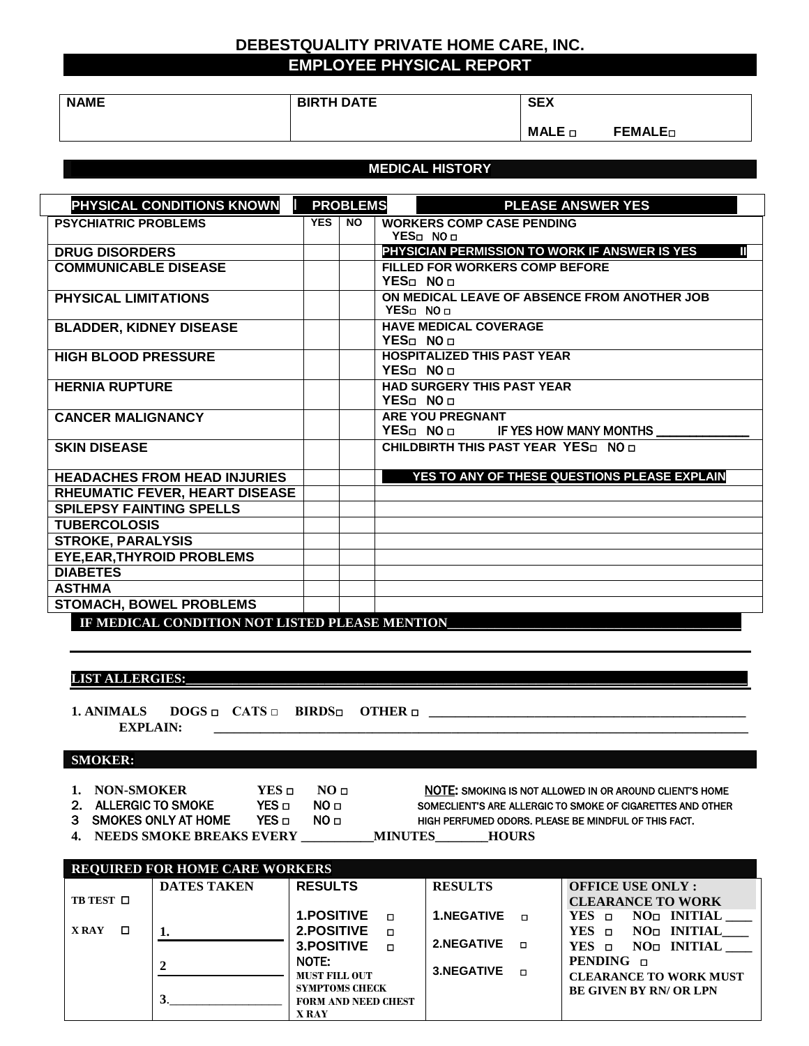# DEBESTQUALITY PRIVATE HOME CARE, INC.

## EMPLOYEE PHYSICAL REPORT

| NAME | BIRTH DATE | SEX |
|---|---|---|
| | | MALE ◻ FEMALE◻ |

## MEDICAL HISTORY

| PHYSICAL CONDITIONS KNOWN | PROBLEMS | | PLEASE ANSWER YES |
|---|---|---|---|
| PSYCHIATRIC PROBLEMS | YES | NO | WORKERS COMP CASE PENDING YES◻ NO ◻ |
| DRUG DISORDERS | | | PHYSICIAN PERMISSION TO WORK IF ANSWER IS YES |
| COMMUNICABLE DISEASE | | | FILLED FOR WORKERS COMP BEFORE YES◻ NO ◻ |
| PHYSICAL LIMITATIONS | | | ON MEDICAL LEAVE OF ABSENCE FROM ANOTHER JOB YES◻ NO ◻ |
| BLADDER, KIDNEY DISEASE | | | HAVE MEDICAL COVERAGE YES◻ NO ◻ |
| HIGH BLOOD PRESSURE | | | HOSPITALIZED THIS PAST YEAR YES◻ NO ◻ |
| HERNIA RUPTURE | | | HAD SURGERY THIS PAST YEAR YES◻ NO ◻ |
| CANCER MALIGNANCY | | | ARE YOU PREGNANT YES◻ NO ◻ IF YES HOW MANY MONTHS ____________ |
| SKIN DISEASE | | | CHILDBIRTH THIS PAST YEAR YES◻ NO ◻ |
| HEADACHES FROM HEAD INJURIES | | | YES TO ANY OF THESE QUESTIONS PLEASE EXPLAIN |
| RHEUMATIC FEVER, HEART DISEASE | | | |
| SPILEPSY FAINTING SPELLS | | | |
| TUBERCOLOSIS | | | |
| STROKE, PARALYSIS | | | |
| EYE,EAR,THYROID PROBLEMS | | | |
| DIABETES | | | |
| ASTHMA | | | |
| STOMACH, BOWEL PROBLEMS | | | |

**IF MEDICAL CONDITION NOT LISTED PLEASE MENTION**________________________________________

________________________________________________________________________

**LIST ALLERGIES:**________________________________________________________________

**1. ANIMALS DOGS ◻ CATS ◻ BIRDS◻ OTHER ◻** ______________________________________
**EXPLAIN:** ________________________________________________________________

## SMOKER:

1. NON-SMOKER YES ◻ NO ◻
2. ALLERGIC TO SMOKE YES ◻ NO ◻
3. SMOKES ONLY AT HOME YES ◻ NO ◻
4. NEEDS SMOKE BREAKS EVERY ___________MINUTES________HOURS

**NOTE:** SMOKING IS NOT ALLOWED IN OR AROUND CLIENT'S HOME SOMECLIENT'S ARE ALLERGIC TO SMOKE OF CIGARETTES AND OTHER HIGH PERFUMED ODORS. PLEASE BE MINDFUL OF THIS FACT.

## REQUIRED FOR HOME CARE WORKERS

| | DATES TAKEN | RESULTS | RESULTS | OFFICE USE ONLY : CLEARANCE TO WORK |
|---|---|---|---|---|
| TB TEST ◻<br>X RAY ◻ | 1.__________<br>2__________<br>3.__________ | 1.POSITIVE ◻<br>2.POSITIVE ◻<br>3.POSITIVE ◻<br>NOTE: MUST FILL OUT SYMPTOMS CHECK FORM AND NEED CHEST X RAY | 1.NEGATIVE ◻<br>2.NEGATIVE ◻<br>3.NEGATIVE ◻ | YES ◻ NO◻ INITIAL ____<br>YES ◻ NO◻ INITIAL____<br>YES ◻ NO◻ INITIAL ____<br>PENDING ◻<br>CLEARANCE TO WORK MUST BE GIVEN BY RN/ OR LPN |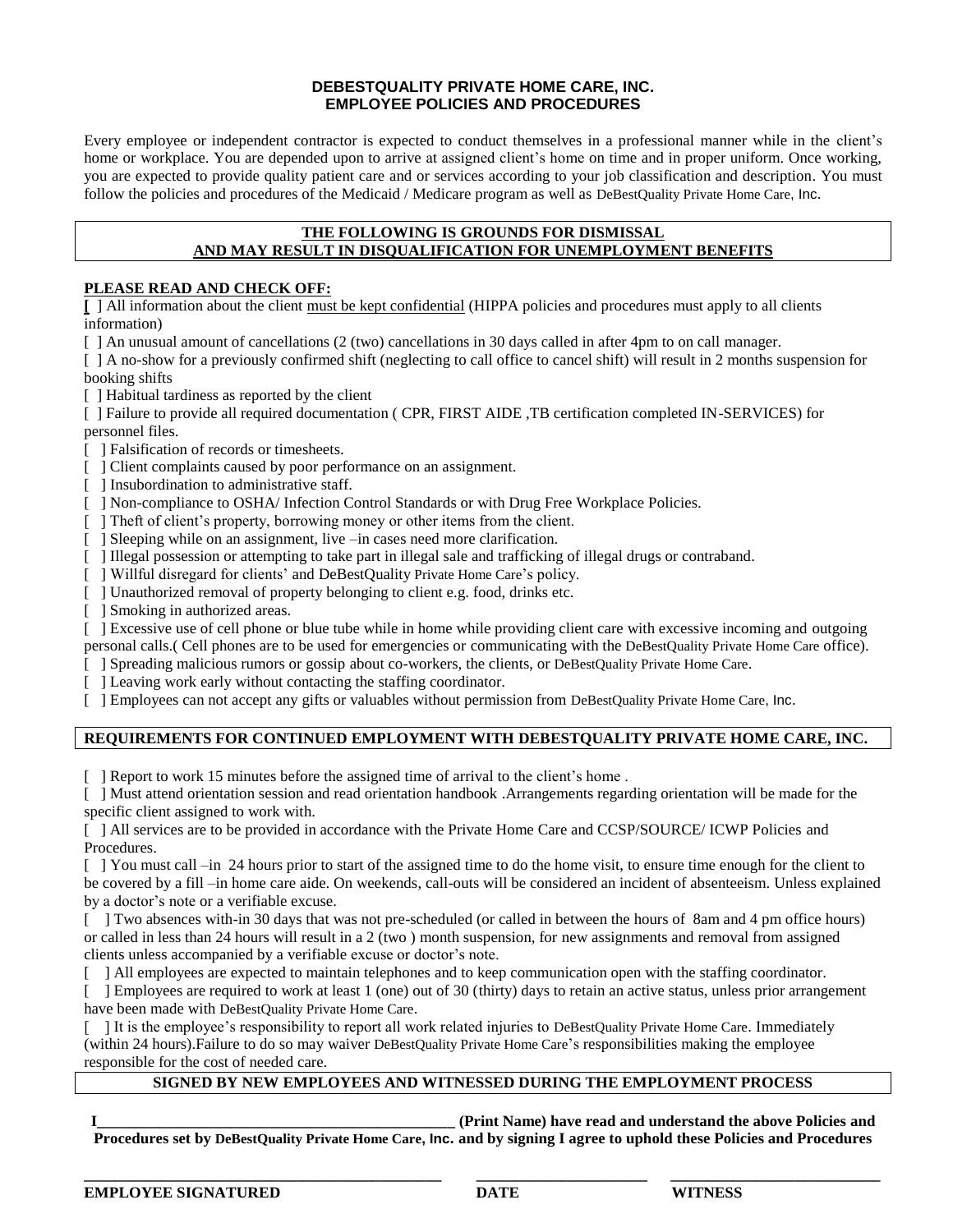# DEBESTQUALITY PRIVATE HOME CARE, INC.
# EMPLOYEE POLICIES AND PROCEDURES

Every employee or independent contractor is expected to conduct themselves in a professional manner while in the client's home or workplace. You are depended upon to arrive at assigned client's home on time and in proper uniform. Once working, you are expected to provide quality patient care and or services according to your job classification and description. You must follow the policies and procedures of the Medicaid / Medicare program as well as DeBestQuality Private Home Care, Inc.

**THE FOLLOWING IS GROUNDS FOR DISMISSAL**
**AND MAY RESULT IN DISQUALIFICATION FOR UNEMPLOYMENT BENEFITS**

**PLEASE READ AND CHECK OFF:**

[ ] All information about the client must be kept confidential (HIPPA policies and procedures must apply to all clients information)

[ ] An unusual amount of cancellations (2 (two) cancellations in 30 days called in after 4pm to on call manager.

[ ] A no-show for a previously confirmed shift (neglecting to call office to cancel shift) will result in 2 months suspension for booking shifts

[ ] Habitual tardiness as reported by the client

[ ] Failure to provide all required documentation ( CPR, FIRST AIDE ,TB certification completed IN-SERVICES) for personnel files.

[ ] Falsification of records or timesheets.

[ ] Client complaints caused by poor performance on an assignment.

[ ] Insubordination to administrative staff.

[ ] Non-compliance to OSHA/ Infection Control Standards or with Drug Free Workplace Policies.

[ ] Theft of client's property, borrowing money or other items from the client.

[ ] Sleeping while on an assignment, live –in cases need more clarification.

[ ] Illegal possession or attempting to take part in illegal sale and trafficking of illegal drugs or contraband.

[ ] Willful disregard for clients' and DeBestQuality Private Home Care's policy.

[ ] Unauthorized removal of property belonging to client e.g. food, drinks etc.

[ ] Smoking in authorized areas.

[ ] Excessive use of cell phone or blue tube while in home while providing client care with excessive incoming and outgoing personal calls.( Cell phones are to be used for emergencies or communicating with the DeBestQuality Private Home Care office).

[ ] Spreading malicious rumors or gossip about co-workers, the clients, or DeBestQuality Private Home Care.

[ ] Leaving work early without contacting the staffing coordinator.

[ ] Employees can not accept any gifts or valuables without permission from DeBestQuality Private Home Care, Inc.

**REQUIREMENTS FOR CONTINUED EMPLOYMENT WITH DEBESTQUALITY PRIVATE HOME CARE, INC.**

[ ] Report to work 15 minutes before the assigned time of arrival to the client's home .

[ ] Must attend orientation session and read orientation handbook .Arrangements regarding orientation will be made for the specific client assigned to work with.

[ ] All services are to be provided in accordance with the Private Home Care and CCSP/SOURCE/ ICWP Policies and Procedures.

[ ] You must call –in 24 hours prior to start of the assigned time to do the home visit, to ensure time enough for the client to be covered by a fill –in home care aide. On weekends, call-outs will be considered an incident of absenteeism. Unless explained by a doctor's note or a verifiable excuse.

[ ] Two absences with-in 30 days that was not pre-scheduled (or called in between the hours of 8am and 4 pm office hours) or called in less than 24 hours will result in a 2 (two ) month suspension, for new assignments and removal from assigned clients unless accompanied by a verifiable excuse or doctor's note.

[ ] All employees are expected to maintain telephones and to keep communication open with the staffing coordinator.

[ ] Employees are required to work at least 1 (one) out of 30 (thirty) days to retain an active status, unless prior arrangement have been made with DeBestQuality Private Home Care.

[ ] It is the employee's responsibility to report all work related injuries to DeBestQuality Private Home Care. Immediately (within 24 hours).Failure to do so may waiver DeBestQuality Private Home Care's responsibilities making the employee responsible for the cost of needed care.

**SIGNED BY NEW EMPLOYEES AND WITNESSED DURING THE EMPLOYMENT PROCESS**

**I_____________________________________________ (Print Name) have read and understand the above Policies and Procedures set by DeBestQuality Private Home Care, Inc. and by signing I agree to uphold these Policies and Procedures**

| _____________________________ | _______________ | _____________________ |
|---|---|---|
| **EMPLOYEE SIGNATURED** | **DATE** | **WITNESS** |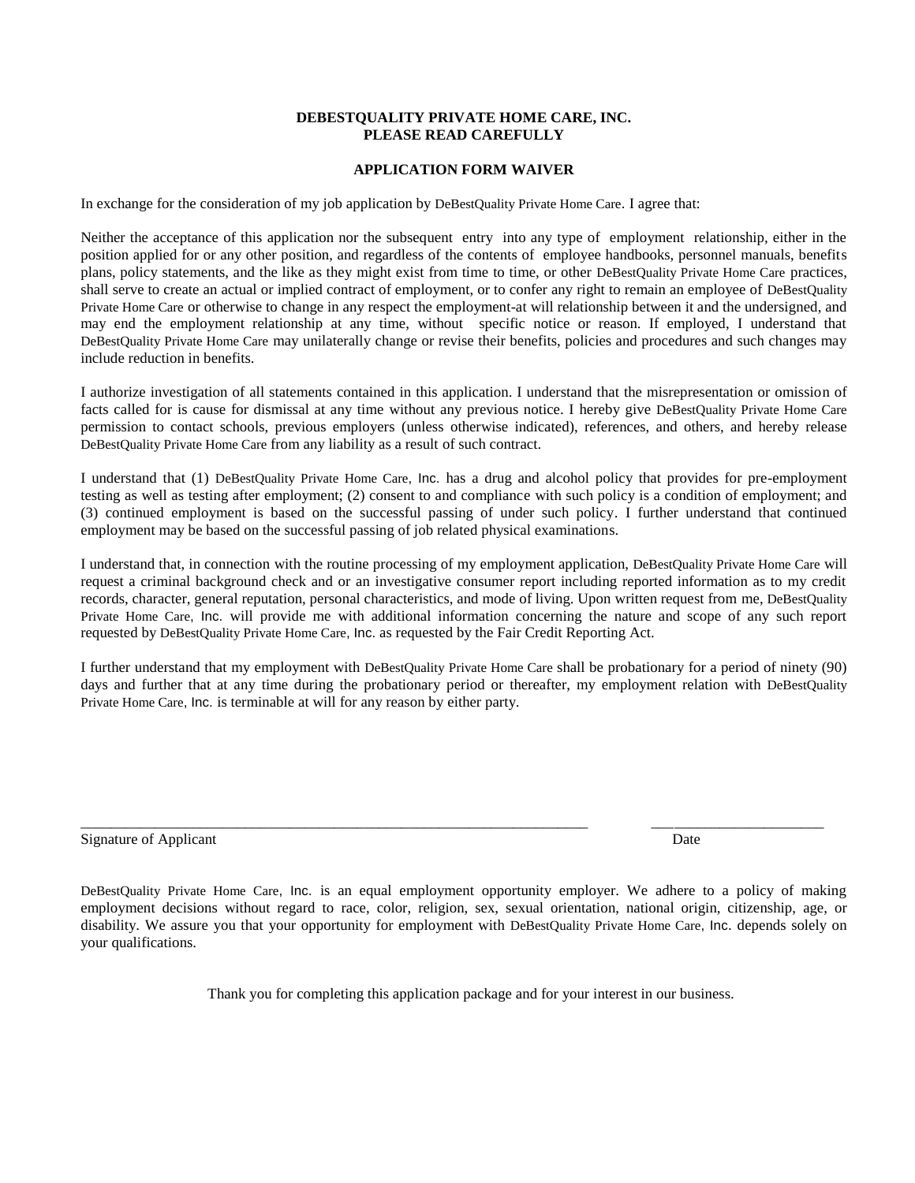**DEBESTQUALITY PRIVATE HOME CARE, INC.**
**PLEASE READ CAREFULLY**

**APPLICATION FORM WAIVER**

In exchange for the consideration of my job application by DeBestQuality Private Home Care. I agree that:

Neither the acceptance of this application nor the subsequent entry into any type of employment relationship, either in the position applied for or any other position, and regardless of the contents of employee handbooks, personnel manuals, benefits plans, policy statements, and the like as they might exist from time to time, or other DeBestQuality Private Home Care practices, shall serve to create an actual or implied contract of employment, or to confer any right to remain an employee of DeBestQuality Private Home Care or otherwise to change in any respect the employment-at will relationship between it and the undersigned, and may end the employment relationship at any time, without specific notice or reason. If employed, I understand that DeBestQuality Private Home Care may unilaterally change or revise their benefits, policies and procedures and such changes may include reduction in benefits.

I authorize investigation of all statements contained in this application. I understand that the misrepresentation or omission of facts called for is cause for dismissal at any time without any previous notice. I hereby give DeBestQuality Private Home Care permission to contact schools, previous employers (unless otherwise indicated), references, and others, and hereby release DeBestQuality Private Home Care from any liability as a result of such contract.

I understand that (1) DeBestQuality Private Home Care, Inc. has a drug and alcohol policy that provides for pre-employment testing as well as testing after employment; (2) consent to and compliance with such policy is a condition of employment; and (3) continued employment is based on the successful passing of under such policy. I further understand that continued employment may be based on the successful passing of job related physical examinations.

I understand that, in connection with the routine processing of my employment application, DeBestQuality Private Home Care will request a criminal background check and or an investigative consumer report including reported information as to my credit records, character, general reputation, personal characteristics, and mode of living. Upon written request from me, DeBestQuality Private Home Care, Inc. will provide me with additional information concerning the nature and scope of any such report requested by DeBestQuality Private Home Care, Inc. as requested by the Fair Credit Reporting Act.

I further understand that my employment with DeBestQuality Private Home Care shall be probationary for a period of ninety (90) days and further that at any time during the probationary period or thereafter, my employment relation with DeBestQuality Private Home Care, Inc. is terminable at will for any reason by either party.

_____________________________________________________________________ ______________________

Signature of Applicant Date

DeBestQuality Private Home Care, Inc. is an equal employment opportunity employer. We adhere to a policy of making employment decisions without regard to race, color, religion, sex, sexual orientation, national origin, citizenship, age, or disability. We assure you that your opportunity for employment with DeBestQuality Private Home Care, Inc. depends solely on your qualifications.

Thank you for completing this application package and for your interest in our business.